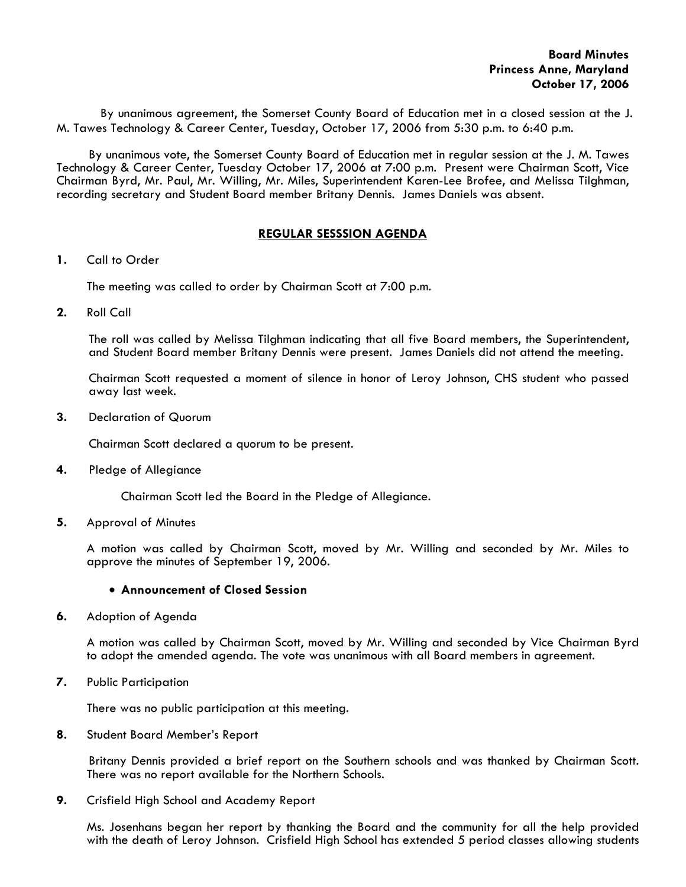**Board Minutes**
**Princess Anne, Maryland**
**October 17, 2006**

By unanimous agreement, the Somerset County Board of Education met in a closed session at the J. M. Tawes Technology & Career Center, Tuesday, October 17, 2006 from 5:30 p.m. to 6:40 p.m.

By unanimous vote, the Somerset County Board of Education met in regular session at the J. M. Tawes Technology & Career Center, Tuesday October 17, 2006 at 7:00 p.m. Present were Chairman Scott, Vice Chairman Byrd, Mr. Paul, Mr. Willing, Mr. Miles, Superintendent Karen-Lee Brofee, and Melissa Tilghman, recording secretary and Student Board member Britany Dennis. James Daniels was absent.

## REGULAR SESSSION AGENDA

**1.** Call to Order

The meeting was called to order by Chairman Scott at 7:00 p.m.

**2.** Roll Call

The roll was called by Melissa Tilghman indicating that all five Board members, the Superintendent, and Student Board member Britany Dennis were present. James Daniels did not attend the meeting.

Chairman Scott requested a moment of silence in honor of Leroy Johnson, CHS student who passed away last week.

**3.** Declaration of Quorum

Chairman Scott declared a quorum to be present.

**4.** Pledge of Allegiance

Chairman Scott led the Board in the Pledge of Allegiance.

**5.** Approval of Minutes

A motion was called by Chairman Scott, moved by Mr. Willing and seconded by Mr. Miles to approve the minutes of September 19, 2006.

- **Announcement of Closed Session**

**6.** Adoption of Agenda

A motion was called by Chairman Scott, moved by Mr. Willing and seconded by Vice Chairman Byrd to adopt the amended agenda. The vote was unanimous with all Board members in agreement.

**7.** Public Participation

There was no public participation at this meeting.

**8.** Student Board Member's Report

Britany Dennis provided a brief report on the Southern schools and was thanked by Chairman Scott. There was no report available for the Northern Schools.

**9.** Crisfield High School and Academy Report

Ms. Josenhans began her report by thanking the Board and the community for all the help provided with the death of Leroy Johnson. Crisfield High School has extended 5 period classes allowing students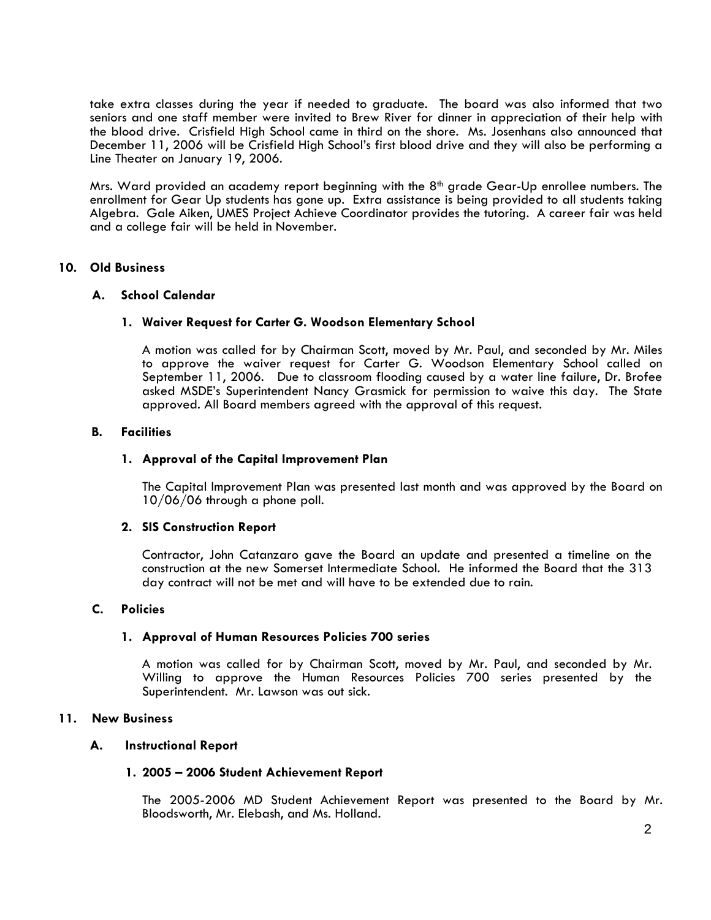take extra classes during the year if needed to graduate. The board was also informed that two seniors and one staff member were invited to Brew River for dinner in appreciation of their help with the blood drive. Crisfield High School came in third on the shore. Ms. Josenhans also announced that December 11, 2006 will be Crisfield High School's first blood drive and they will also be performing a Line Theater on January 19, 2006.

Mrs. Ward provided an academy report beginning with the 8th grade Gear-Up enrollee numbers. The enrollment for Gear Up students has gone up. Extra assistance is being provided to all students taking Algebra. Gale Aiken, UMES Project Achieve Coordinator provides the tutoring. A career fair was held and a college fair will be held in November.

## 10. Old Business

### A. School Calendar

#### 1. Waiver Request for Carter G. Woodson Elementary School

A motion was called for by Chairman Scott, moved by Mr. Paul, and seconded by Mr. Miles to approve the waiver request for Carter G. Woodson Elementary School called on September 11, 2006. Due to classroom flooding caused by a water line failure, Dr. Brofee asked MSDE's Superintendent Nancy Grasmick for permission to waive this day. The State approved. All Board members agreed with the approval of this request.

### B. Facilities

#### 1. Approval of the Capital Improvement Plan

The Capital Improvement Plan was presented last month and was approved by the Board on 10/06/06 through a phone poll.

#### 2. SIS Construction Report

Contractor, John Catanzaro gave the Board an update and presented a timeline on the construction at the new Somerset Intermediate School. He informed the Board that the 313 day contract will not be met and will have to be extended due to rain.

### C. Policies

#### 1. Approval of Human Resources Policies 700 series

A motion was called for by Chairman Scott, moved by Mr. Paul, and seconded by Mr. Willing to approve the Human Resources Policies 700 series presented by the Superintendent. Mr. Lawson was out sick.

## 11. New Business

### A. Instructional Report

#### 1. 2005 – 2006 Student Achievement Report

The 2005-2006 MD Student Achievement Report was presented to the Board by Mr. Bloodsworth, Mr. Elebash, and Ms. Holland.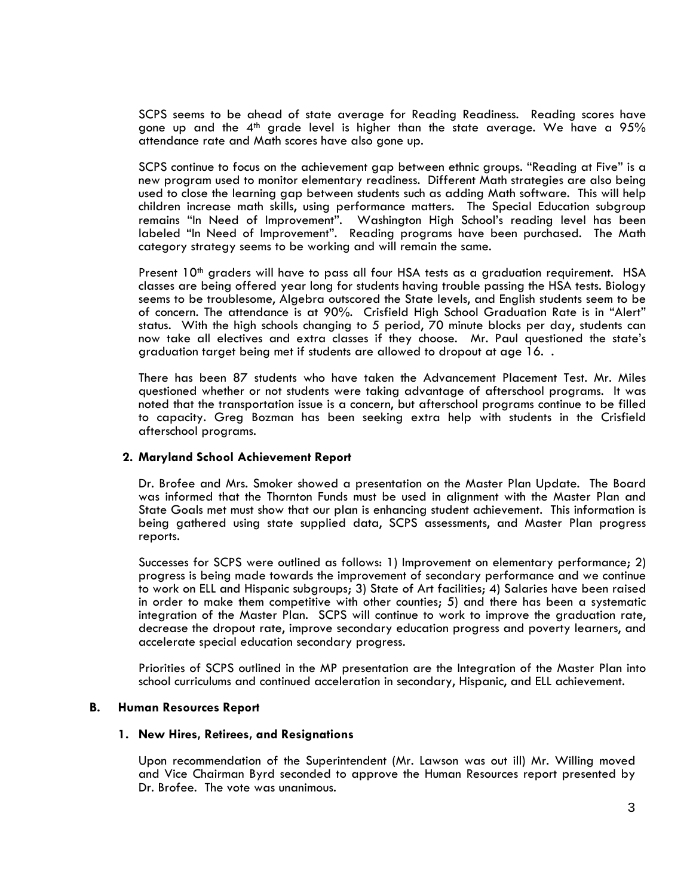SCPS seems to be ahead of state average for Reading Readiness. Reading scores have gone up and the 4th grade level is higher than the state average. We have a 95% attendance rate and Math scores have also gone up.

SCPS continue to focus on the achievement gap between ethnic groups. "Reading at Five" is a new program used to monitor elementary readiness. Different Math strategies are also being used to close the learning gap between students such as adding Math software. This will help children increase math skills, using performance matters. The Special Education subgroup remains "In Need of Improvement". Washington High School's reading level has been labeled "In Need of Improvement". Reading programs have been purchased. The Math category strategy seems to be working and will remain the same.

Present 10th graders will have to pass all four HSA tests as a graduation requirement. HSA classes are being offered year long for students having trouble passing the HSA tests. Biology seems to be troublesome, Algebra outscored the State levels, and English students seem to be of concern. The attendance is at 90%. Crisfield High School Graduation Rate is in "Alert" status. With the high schools changing to 5 period, 70 minute blocks per day, students can now take all electives and extra classes if they choose. Mr. Paul questioned the state's graduation target being met if students are allowed to dropout at age 16. .

There has been 87 students who have taken the Advancement Placement Test. Mr. Miles questioned whether or not students were taking advantage of afterschool programs. It was noted that the transportation issue is a concern, but afterschool programs continue to be filled to capacity. Greg Bozman has been seeking extra help with students in the Crisfield afterschool programs.

**2. Maryland School Achievement Report**

Dr. Brofee and Mrs. Smoker showed a presentation on the Master Plan Update. The Board was informed that the Thornton Funds must be used in alignment with the Master Plan and State Goals met must show that our plan is enhancing student achievement. This information is being gathered using state supplied data, SCPS assessments, and Master Plan progress reports.

Successes for SCPS were outlined as follows: 1) Improvement on elementary performance; 2) progress is being made towards the improvement of secondary performance and we continue to work on ELL and Hispanic subgroups; 3) State of Art facilities; 4) Salaries have been raised in order to make them competitive with other counties; 5) and there has been a systematic integration of the Master Plan. SCPS will continue to work to improve the graduation rate, decrease the dropout rate, improve secondary education progress and poverty learners, and accelerate special education secondary progress.

Priorities of SCPS outlined in the MP presentation are the Integration of the Master Plan into school curriculums and continued acceleration in secondary, Hispanic, and ELL achievement.

### B. Human Resources Report

**1. New Hires, Retirees, and Resignations**

Upon recommendation of the Superintendent (Mr. Lawson was out ill) Mr. Willing moved and Vice Chairman Byrd seconded to approve the Human Resources report presented by Dr. Brofee. The vote was unanimous.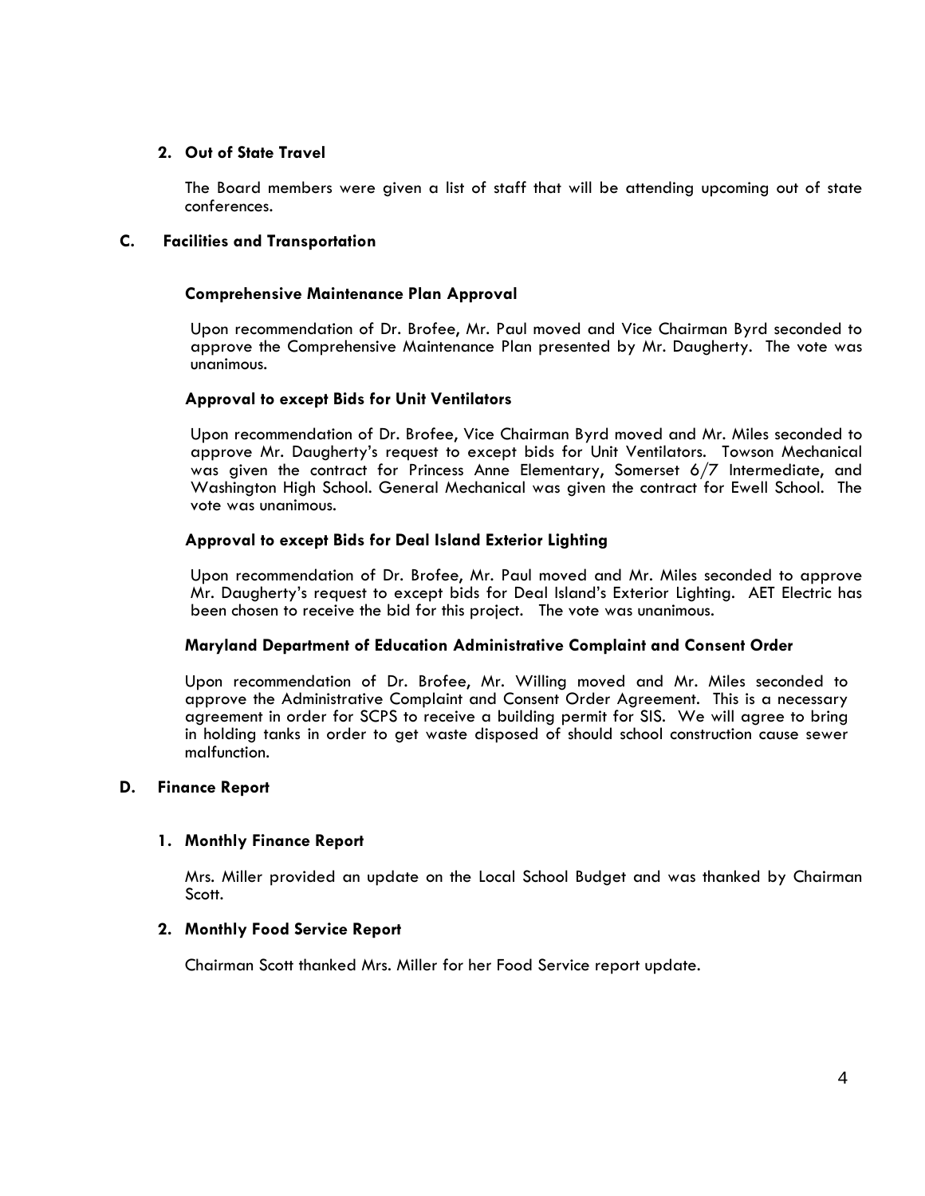**2. Out of State Travel**

The Board members were given a list of staff that will be attending upcoming out of state conferences.

**C. Facilities and Transportation**

**Comprehensive Maintenance Plan Approval**

Upon recommendation of Dr. Brofee, Mr. Paul moved and Vice Chairman Byrd seconded to approve the Comprehensive Maintenance Plan presented by Mr. Daugherty. The vote was unanimous.

**Approval to except Bids for Unit Ventilators**

Upon recommendation of Dr. Brofee, Vice Chairman Byrd moved and Mr. Miles seconded to approve Mr. Daugherty's request to except bids for Unit Ventilators. Towson Mechanical was given the contract for Princess Anne Elementary, Somerset 6/7 Intermediate, and Washington High School. General Mechanical was given the contract for Ewell School. The vote was unanimous.

**Approval to except Bids for Deal Island Exterior Lighting**

Upon recommendation of Dr. Brofee, Mr. Paul moved and Mr. Miles seconded to approve Mr. Daugherty's request to except bids for Deal Island's Exterior Lighting. AET Electric has been chosen to receive the bid for this project. The vote was unanimous.

**Maryland Department of Education Administrative Complaint and Consent Order**

Upon recommendation of Dr. Brofee, Mr. Willing moved and Mr. Miles seconded to approve the Administrative Complaint and Consent Order Agreement. This is a necessary agreement in order for SCPS to receive a building permit for SIS. We will agree to bring in holding tanks in order to get waste disposed of should school construction cause sewer malfunction.

**D. Finance Report**

**1. Monthly Finance Report**

Mrs. Miller provided an update on the Local School Budget and was thanked by Chairman Scott.

**2. Monthly Food Service Report**

Chairman Scott thanked Mrs. Miller for her Food Service report update.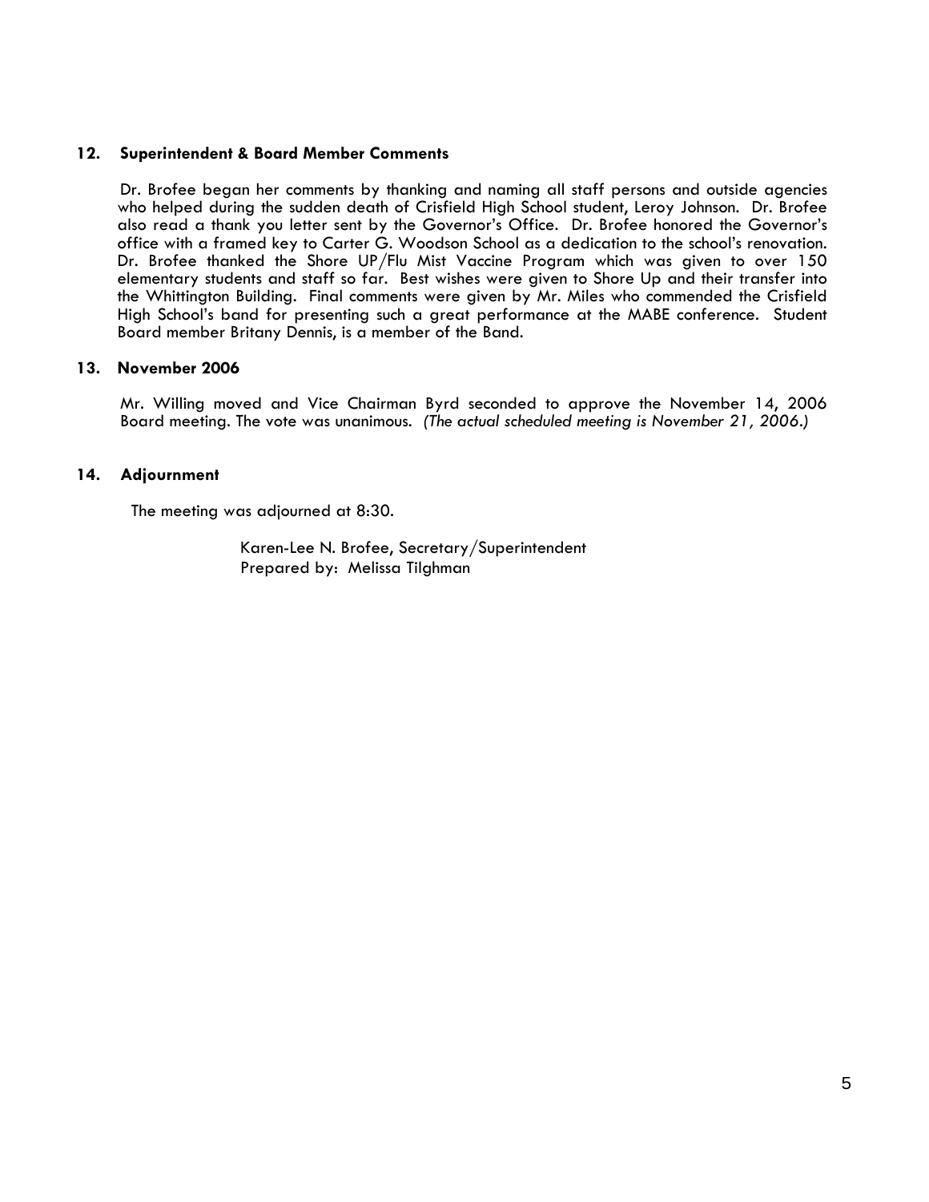## 12. Superintendent & Board Member Comments

Dr. Brofee began her comments by thanking and naming all staff persons and outside agencies who helped during the sudden death of Crisfield High School student, Leroy Johnson. Dr. Brofee also read a thank you letter sent by the Governor's Office. Dr. Brofee honored the Governor's office with a framed key to Carter G. Woodson School as a dedication to the school's renovation. Dr. Brofee thanked the Shore UP/Flu Mist Vaccine Program which was given to over 150 elementary students and staff so far. Best wishes were given to Shore Up and their transfer into the Whittington Building. Final comments were given by Mr. Miles who commended the Crisfield High School's band for presenting such a great performance at the MABE conference. Student Board member Britany Dennis, is a member of the Band.

## 13. November 2006

Mr. Willing moved and Vice Chairman Byrd seconded to approve the November 14, 2006 Board meeting. The vote was unanimous. *(The actual scheduled meeting is November 21, 2006.)*

## 14. Adjournment

The meeting was adjourned at 8:30.

Karen-Lee N. Brofee, Secretary/Superintendent
Prepared by: Melissa Tilghman